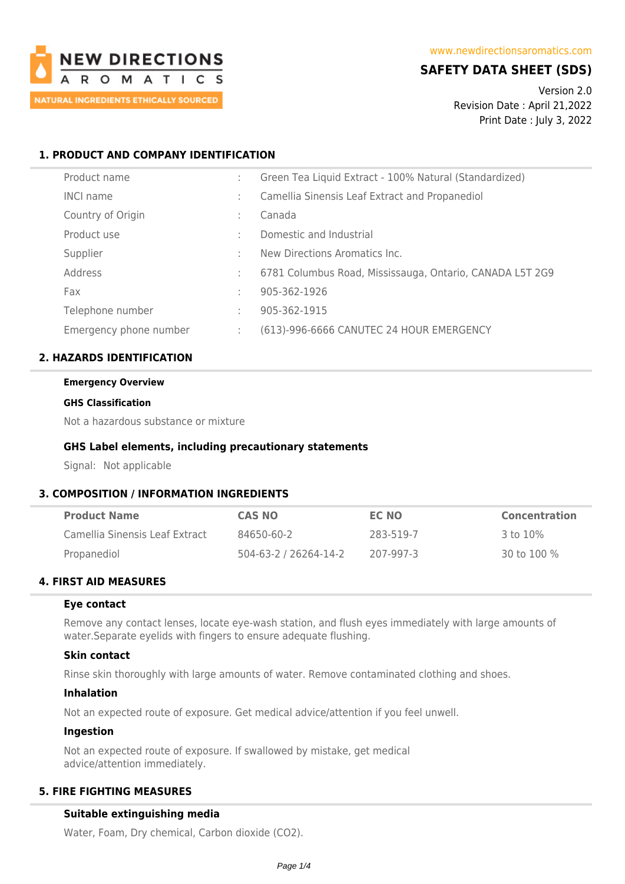NEW DIRECTIONS AROMATICS
NATURAL INGREDIENTS ETHICALLY SOURCED

www.newdirectionsaromatics.com

# SAFETY DATA SHEET (SDS)

Version 2.0
Revision Date : April 21,2022
Print Date : July 3, 2022

## 1. PRODUCT AND COMPANY IDENTIFICATION

| | | |
|---|---|---|
| Product name | : | Green Tea Liquid Extract - 100% Natural (Standardized) |
| INCI name | : | Camellia Sinensis Leaf Extract and Propanediol |
| Country of Origin | : | Canada |
| Product use | : | Domestic and Industrial |
| Supplier | : | New Directions Aromatics Inc. |
| Address | : | 6781 Columbus Road, Mississauga, Ontario, CANADA L5T 2G9 |
| Fax | : | 905-362-1926 |
| Telephone number | : | 905-362-1915 |
| Emergency phone number | : | (613)-996-6666 CANUTEC 24 HOUR EMERGENCY |

## 2. HAZARDS IDENTIFICATION

**Emergency Overview**

**GHS Classification**

Not a hazardous substance or mixture

### GHS Label elements, including precautionary statements

Signal: Not applicable

## 3. COMPOSITION / INFORMATION INGREDIENTS

| Product Name | CAS NO | EC NO | Concentration |
|---|---|---|---|
| Camellia Sinensis Leaf Extract | 84650-60-2 | 283-519-7 | 3 to 10% |
| Propanediol | 504-63-2 / 26264-14-2 | 207-997-3 | 30 to 100 % |

## 4. FIRST AID MEASURES

### Eye contact

Remove any contact lenses, locate eye-wash station, and flush eyes immediately with large amounts of water.Separate eyelids with fingers to ensure adequate flushing.

### Skin contact

Rinse skin thoroughly with large amounts of water. Remove contaminated clothing and shoes.

### Inhalation

Not an expected route of exposure. Get medical advice/attention if you feel unwell.

### Ingestion

Not an expected route of exposure. If swallowed by mistake, get medical advice/attention immediately.

## 5. FIRE FIGHTING MEASURES

### Suitable extinguishing media

Water, Foam, Dry chemical, Carbon dioxide ($CO_2$).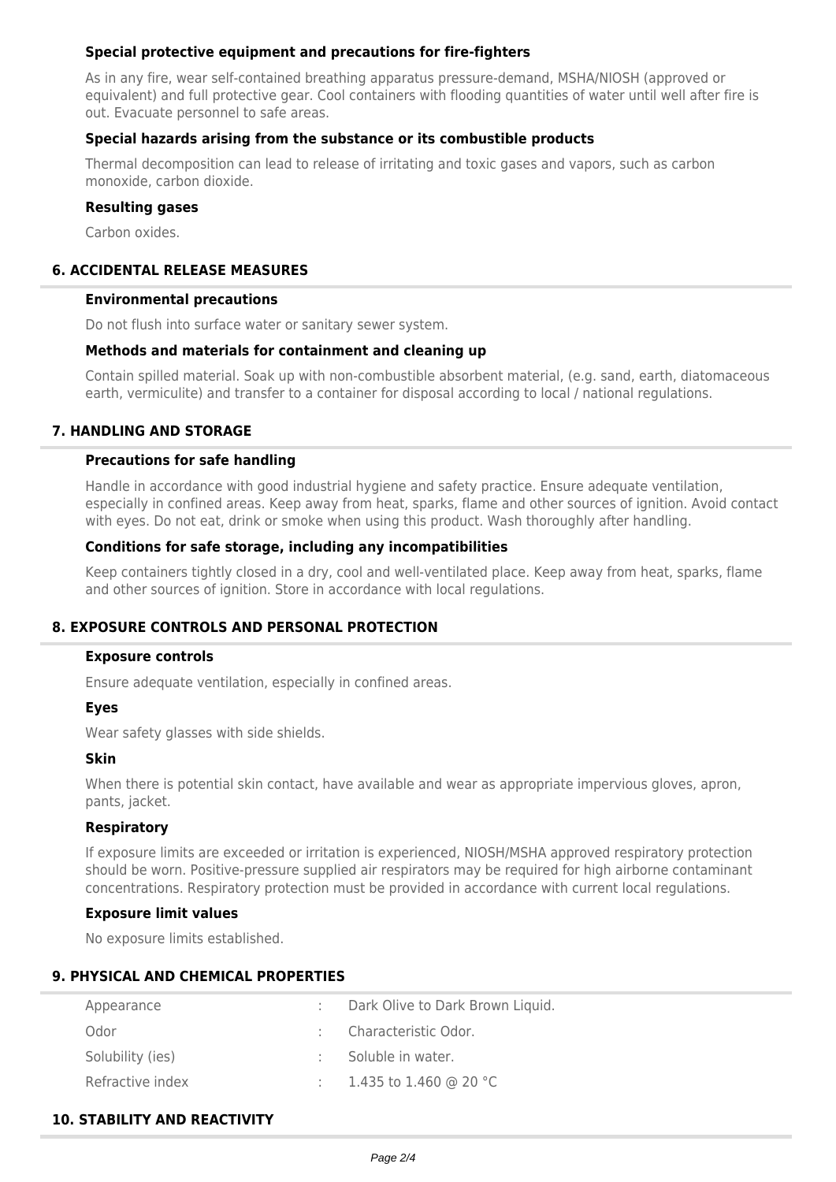### Special protective equipment and precautions for fire-fighters

As in any fire, wear self-contained breathing apparatus pressure-demand, MSHA/NIOSH (approved or equivalent) and full protective gear. Cool containers with flooding quantities of water until well after fire is out. Evacuate personnel to safe areas.

### Special hazards arising from the substance or its combustible products

Thermal decomposition can lead to release of irritating and toxic gases and vapors, such as carbon monoxide, carbon dioxide.

### Resulting gases

Carbon oxides.

## 6. ACCIDENTAL RELEASE MEASURES

### Environmental precautions

Do not flush into surface water or sanitary sewer system.

### Methods and materials for containment and cleaning up

Contain spilled material. Soak up with non-combustible absorbent material, (e.g. sand, earth, diatomaceous earth, vermiculite) and transfer to a container for disposal according to local / national regulations.

## 7. HANDLING AND STORAGE

### Precautions for safe handling

Handle in accordance with good industrial hygiene and safety practice. Ensure adequate ventilation, especially in confined areas. Keep away from heat, sparks, flame and other sources of ignition. Avoid contact with eyes. Do not eat, drink or smoke when using this product. Wash thoroughly after handling.

### Conditions for safe storage, including any incompatibilities

Keep containers tightly closed in a dry, cool and well-ventilated place. Keep away from heat, sparks, flame and other sources of ignition. Store in accordance with local regulations.

## 8. EXPOSURE CONTROLS AND PERSONAL PROTECTION

### Exposure controls

Ensure adequate ventilation, especially in confined areas.

### Eyes

Wear safety glasses with side shields.

### Skin

When there is potential skin contact, have available and wear as appropriate impervious gloves, apron, pants, jacket.

### Respiratory

If exposure limits are exceeded or irritation is experienced, NIOSH/MSHA approved respiratory protection should be worn. Positive-pressure supplied air respirators may be required for high airborne contaminant concentrations. Respiratory protection must be provided in accordance with current local regulations.

### Exposure limit values

No exposure limits established.

## 9. PHYSICAL AND CHEMICAL PROPERTIES

| | | |
|---|---|---|
| Appearance | : | Dark Olive to Dark Brown Liquid. |
| Odor | : | Characteristic Odor. |
| Solubility (ies) | : | Soluble in water. |
| Refractive index | : | 1.435 to 1.460 @ 20 °C |

## 10. STABILITY AND REACTIVITY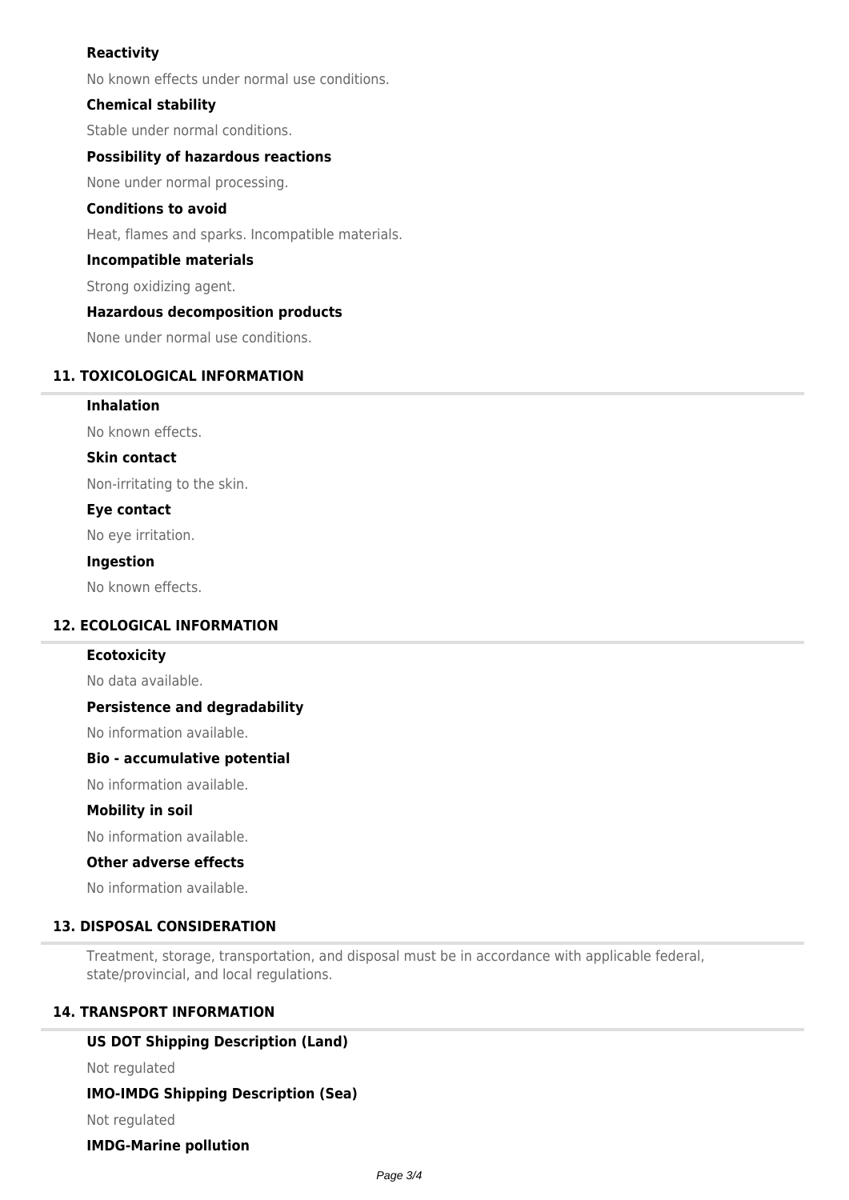### Reactivity

No known effects under normal use conditions.

### Chemical stability

Stable under normal conditions.

### Possibility of hazardous reactions

None under normal processing.

### Conditions to avoid

Heat, flames and sparks. Incompatible materials.

### Incompatible materials

Strong oxidizing agent.

### Hazardous decomposition products

None under normal use conditions.

## 11. TOXICOLOGICAL INFORMATION

### Inhalation

No known effects.

### Skin contact

Non-irritating to the skin.

### Eye contact

No eye irritation.

### Ingestion

No known effects.

## 12. ECOLOGICAL INFORMATION

### Ecotoxicity

No data available.

### Persistence and degradability

No information available.

### Bio - accumulative potential

No information available.

### Mobility in soil

No information available.

### Other adverse effects

No information available.

## 13. DISPOSAL CONSIDERATION

Treatment, storage, transportation, and disposal must be in accordance with applicable federal, state/provincial, and local regulations.

## 14. TRANSPORT INFORMATION

### US DOT Shipping Description (Land)

Not regulated

### IMO-IMDG Shipping Description (Sea)

Not regulated

### IMDG-Marine pollution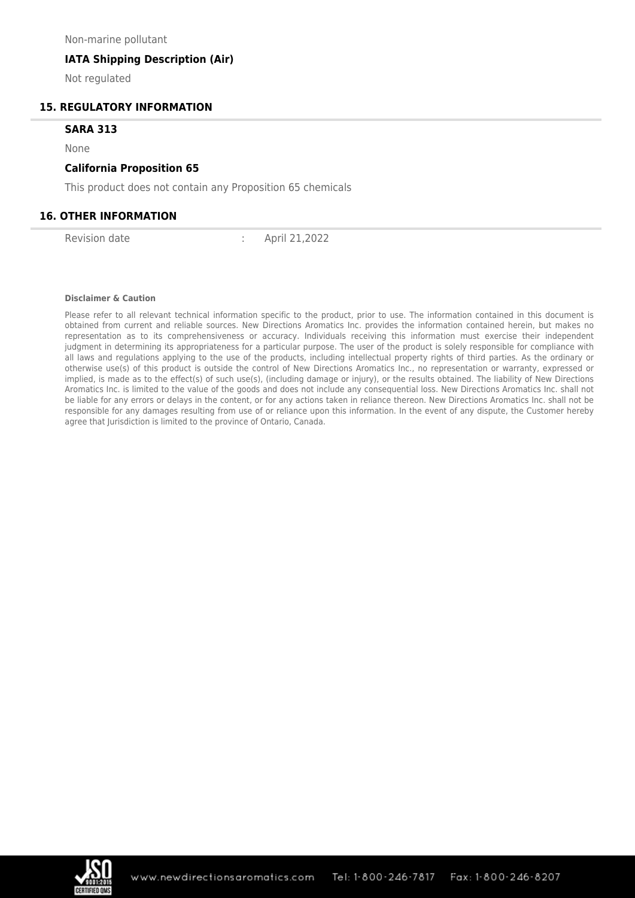Non-marine pollutant

**IATA Shipping Description (Air)**

Not regulated

## 15. REGULATORY INFORMATION

**SARA 313**

None

**California Proposition 65**

This product does not contain any Proposition 65 chemicals

## 16. OTHER INFORMATION

Revision date : April 21,2022

**Disclaimer & Caution**

Please refer to all relevant technical information specific to the product, prior to use. The information contained in this document is obtained from current and reliable sources. New Directions Aromatics Inc. provides the information contained herein, but makes no representation as to its comprehensiveness or accuracy. Individuals receiving this information must exercise their independent judgment in determining its appropriateness for a particular purpose. The user of the product is solely responsible for compliance with all laws and regulations applying to the use of the products, including intellectual property rights of third parties. As the ordinary or otherwise use(s) of this product is outside the control of New Directions Aromatics Inc., no representation or warranty, expressed or implied, is made as to the effect(s) of such use(s), (including damage or injury), or the results obtained. The liability of New Directions Aromatics Inc. is limited to the value of the goods and does not include any consequential loss. New Directions Aromatics Inc. shall not be liable for any errors or delays in the content, or for any actions taken in reliance thereon. New Directions Aromatics Inc. shall not be responsible for any damages resulting from use of or reliance upon this information. In the event of any dispute, the Customer hereby agree that Jurisdiction is limited to the province of Ontario, Canada.